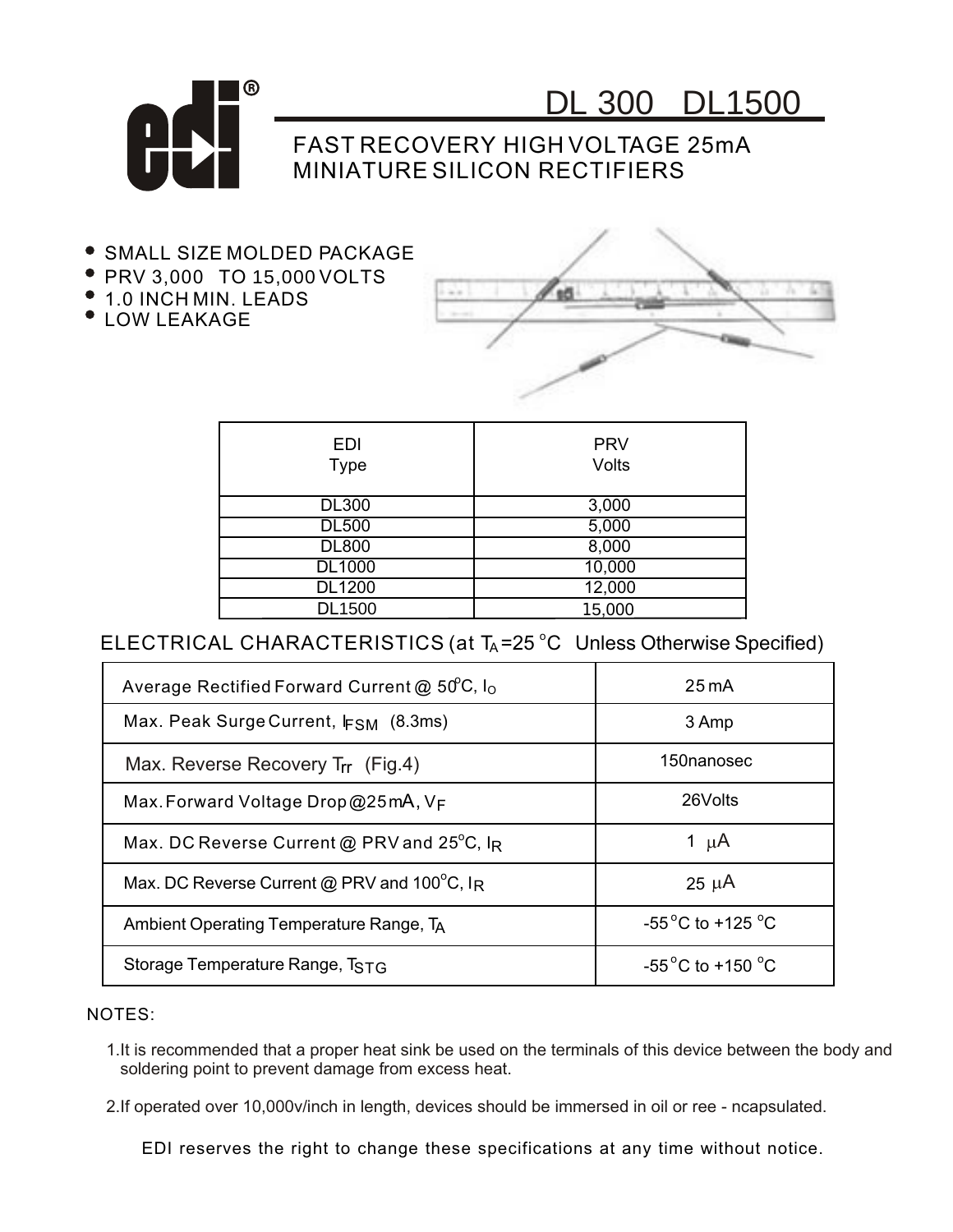# DL 300 DL1500

## FAST RECOVERY HIGH VOLTAGE 25mA MINIATURE SILICON RECTIFIERS

- SMALL SIZE MOLDED PACKAGE
- PRV 3,000 TO 15,000 VOLTS
- 1.0 INCH MIN. LEADS
- LOW LEAKAGE

| EDI Type | PRV Volts |
|---|---|
| DL300 | 3,000 |
| DL500 | 5,000 |
| DL800 | 8,000 |
| DL1000 | 10,000 |
| DL1200 | 12,000 |
| DL1500 | 15,000 |

## ELECTRICAL CHARACTERISTICS (at $T_A$=25 °C Unless Otherwise Specified)

| | |
|---|---|
| Average Rectified Forward Current @ 50°C, $I_O$ | 25 mA |
| Max. Peak Surge Current, $I_{FSM}$ (8.3ms) | 3 Amp |
| Max. Reverse Recovery $T_{rr}$ (Fig.4) | 150nanosec |
| Max. Forward Voltage Drop @25mA, $V_F$ | 26Volts |
| Max. DC Reverse Current @ PRV and 25°C, $I_R$ | 1 μA |
| Max. DC Reverse Current @ PRV and 100°C, $I_R$ | 25 μA |
| Ambient Operating Temperature Range, $T_A$ | -55 °C to +125 °C |
| Storage Temperature Range, $T_{STG}$ | -55 °C to +150 °C |

NOTES:

1. It is recommended that a proper heat sink be used on the terminals of this device between the body and soldering point to prevent damage from excess heat.

2. If operated over 10,000v/inch in length, devices should be immersed in oil or ree - ncapsulated.

EDI reserves the right to change these specifications at any time without notice.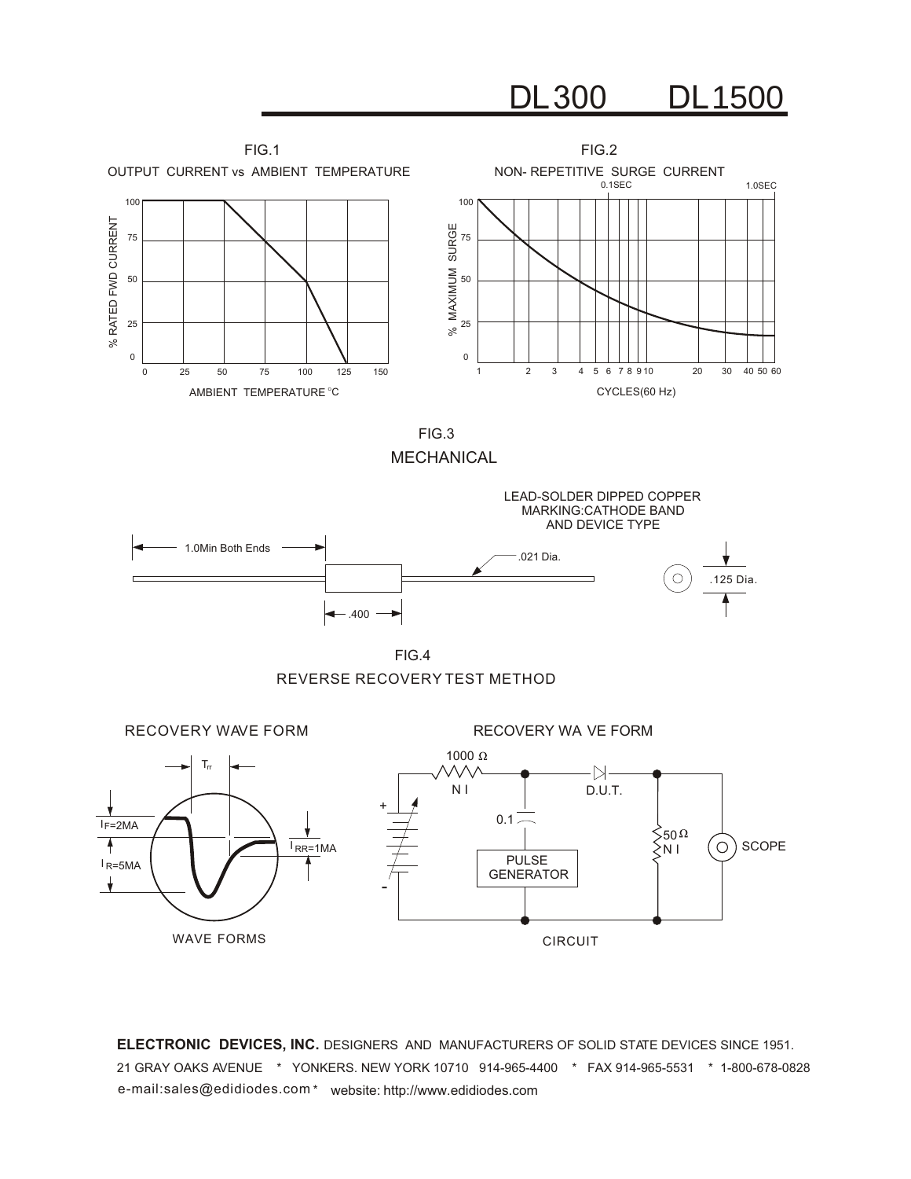# DL300 DL1500

FIG.1

OUTPUT CURRENT vs AMBIENT TEMPERATURE

% RATED FWD CURRENT

100
75
50
25
0

0 25 50 75 100 125 150

AMBIENT TEMPERATURE °C

FIG.2

NON- REPETITIVE SURGE CURRENT

0.1SEC 1.0SEC

% MAXIMUM SURGE

100
75
50
25
0

1 2 3 4 5 6 7 8 9 10 20 30 40 50 60

CYCLES(60 Hz)

FIG.3

MECHANICAL

LEAD-SOLDER DIPPED COPPER
MARKING:CATHODE BAND
AND DEVICE TYPE

1.0Min Both Ends

.021 Dia.

.125 Dia.

.400

FIG.4

REVERSE RECOVERY TEST METHOD

RECOVERY WAVE FORM

$T_{rr}$

$I_F$=2MA

$I_R$=5MA

$I_{RR}$=1MA

WAVE FORMS

RECOVERY WA VE FORM

1000 Ω
N I

D.U.T.

0.1

50 Ω
N I

PULSE GENERATOR

SCOPE

CIRCUIT

**ELECTRONIC DEVICES, INC.** DESIGNERS AND MANUFACTURERS OF SOLID STATE DEVICES SINCE 1951.
21 GRAY OAKS AVENUE * YONKERS. NEW YORK 10710 914-965-4400 * FAX 914-965-5531 * 1-800-678-0828
e-mail:sales@edidiodes.com * website: http://www.edidiodes.com